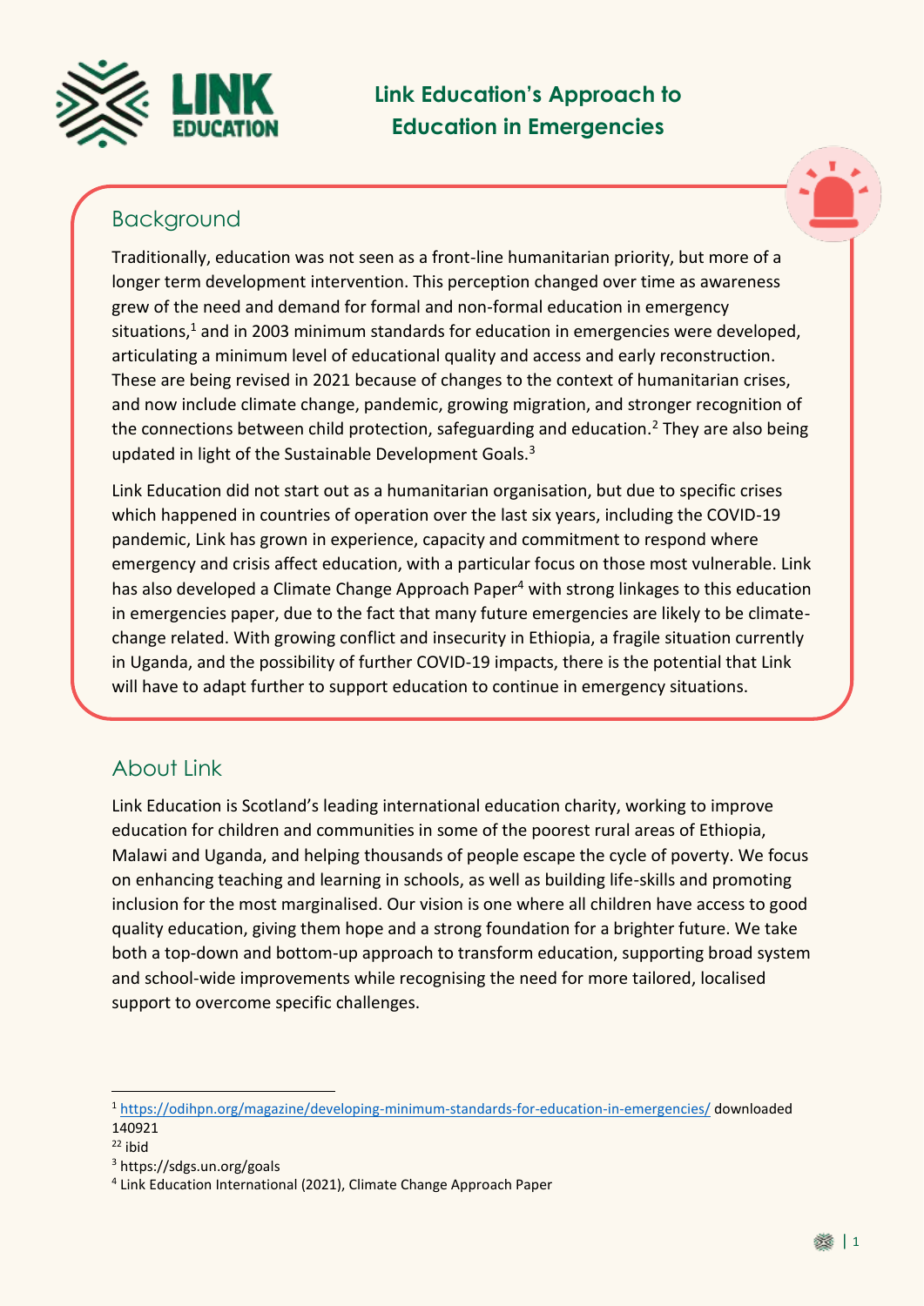# Link Education's Approach to Education in Emergencies

## Background

Traditionally, education was not seen as a front-line humanitarian priority, but more of a longer term development intervention. This perception changed over time as awareness grew of the need and demand for formal and non-formal education in emergency situations,[1] and in 2003 minimum standards for education in emergencies were developed, articulating a minimum level of educational quality and access and early reconstruction. These are being revised in 2021 because of changes to the context of humanitarian crises, and now include climate change, pandemic, growing migration, and stronger recognition of the connections between child protection, safeguarding and education.[2] They are also being updated in light of the Sustainable Development Goals.[3]

Link Education did not start out as a humanitarian organisation, but due to specific crises which happened in countries of operation over the last six years, including the COVID-19 pandemic, Link has grown in experience, capacity and commitment to respond where emergency and crisis affect education, with a particular focus on those most vulnerable. Link has also developed a Climate Change Approach Paper[4] with strong linkages to this education in emergencies paper, due to the fact that many future emergencies are likely to be climate-change related. With growing conflict and insecurity in Ethiopia, a fragile situation currently in Uganda, and the possibility of further COVID-19 impacts, there is the potential that Link will have to adapt further to support education to continue in emergency situations.

## About Link

Link Education is Scotland's leading international education charity, working to improve education for children and communities in some of the poorest rural areas of Ethiopia, Malawi and Uganda, and helping thousands of people escape the cycle of poverty. We focus on enhancing teaching and learning in schools, as well as building life-skills and promoting inclusion for the most marginalised. Our vision is one where all children have access to good quality education, giving them hope and a strong foundation for a brighter future. We take both a top-down and bottom-up approach to transform education, supporting broad system and school-wide improvements while recognising the need for more tailored, localised support to overcome specific challenges.

---

[1] https://odihpn.org/magazine/developing-minimum-standards-for-education-in-emergencies/ downloaded 140921

[22] ibid

[3] https://sdgs.un.org/goals

[4] Link Education International (2021), Climate Change Approach Paper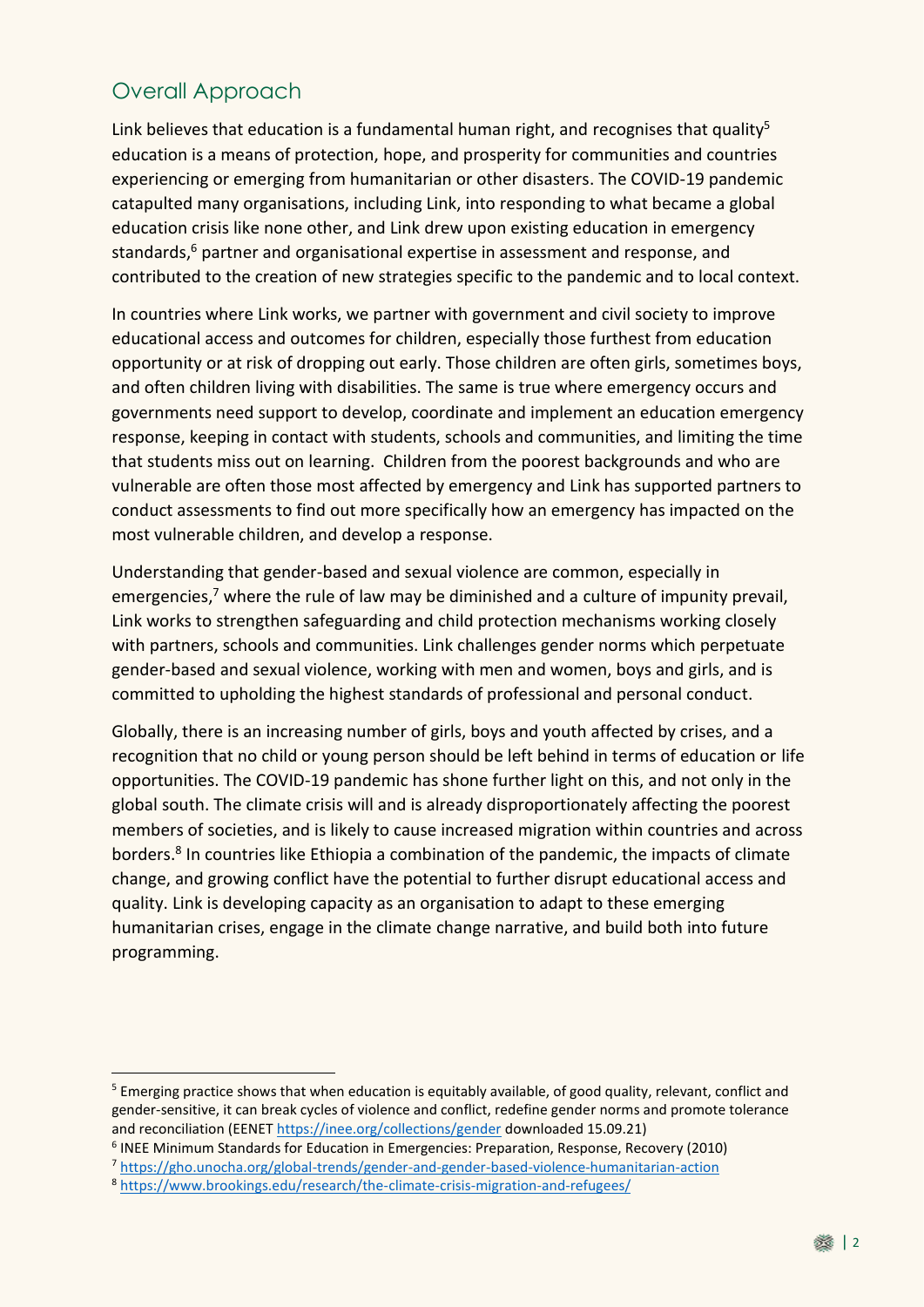## Overall Approach

Link believes that education is a fundamental human right, and recognises that quality[5] education is a means of protection, hope, and prosperity for communities and countries experiencing or emerging from humanitarian or other disasters. The COVID-19 pandemic catapulted many organisations, including Link, into responding to what became a global education crisis like none other, and Link drew upon existing education in emergency standards,[6] partner and organisational expertise in assessment and response, and contributed to the creation of new strategies specific to the pandemic and to local context.

In countries where Link works, we partner with government and civil society to improve educational access and outcomes for children, especially those furthest from education opportunity or at risk of dropping out early. Those children are often girls, sometimes boys, and often children living with disabilities. The same is true where emergency occurs and governments need support to develop, coordinate and implement an education emergency response, keeping in contact with students, schools and communities, and limiting the time that students miss out on learning. Children from the poorest backgrounds and who are vulnerable are often those most affected by emergency and Link has supported partners to conduct assessments to find out more specifically how an emergency has impacted on the most vulnerable children, and develop a response.

Understanding that gender-based and sexual violence are common, especially in emergencies,[7] where the rule of law may be diminished and a culture of impunity prevail, Link works to strengthen safeguarding and child protection mechanisms working closely with partners, schools and communities. Link challenges gender norms which perpetuate gender-based and sexual violence, working with men and women, boys and girls, and is committed to upholding the highest standards of professional and personal conduct.

Globally, there is an increasing number of girls, boys and youth affected by crises, and a recognition that no child or young person should be left behind in terms of education or life opportunities. The COVID-19 pandemic has shone further light on this, and not only in the global south. The climate crisis will and is already disproportionately affecting the poorest members of societies, and is likely to cause increased migration within countries and across borders.[8] In countries like Ethiopia a combination of the pandemic, the impacts of climate change, and growing conflict have the potential to further disrupt educational access and quality. Link is developing capacity as an organisation to adapt to these emerging humanitarian crises, engage in the climate change narrative, and build both into future programming.

---

[5] Emerging practice shows that when education is equitably available, of good quality, relevant, conflict and gender-sensitive, it can break cycles of violence and conflict, redefine gender norms and promote tolerance and reconciliation (EENET https://inee.org/collections/gender downloaded 15.09.21)

[6] INEE Minimum Standards for Education in Emergencies: Preparation, Response, Recovery (2010)

[7] https://gho.unocha.org/global-trends/gender-and-gender-based-violence-humanitarian-action

[8] https://www.brookings.edu/research/the-climate-crisis-migration-and-refugees/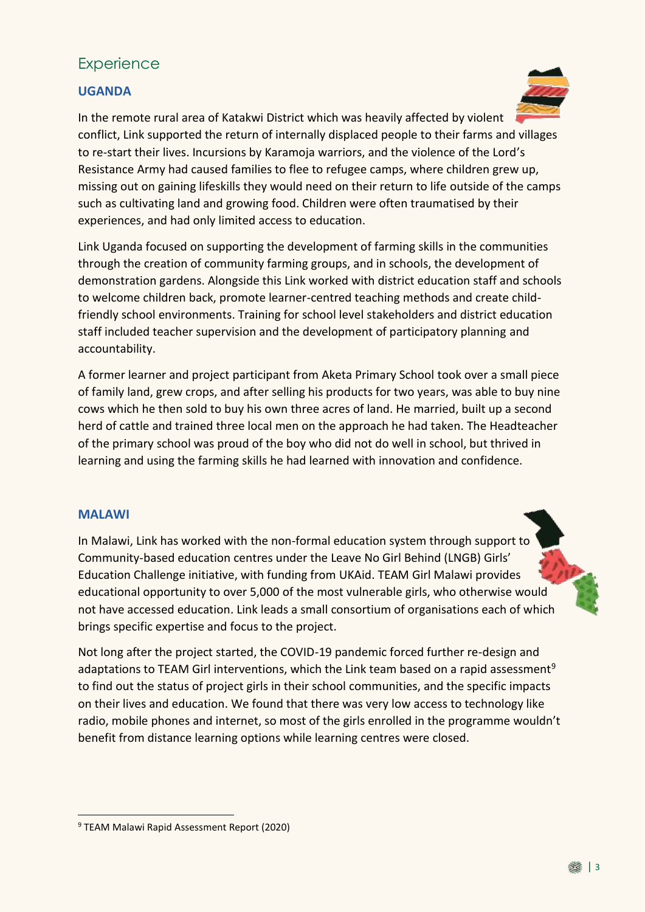## Experience

### UGANDA

In the remote rural area of Katakwi District which was heavily affected by violent conflict, Link supported the return of internally displaced people to their farms and villages to re-start their lives. Incursions by Karamoja warriors, and the violence of the Lord's Resistance Army had caused families to flee to refugee camps, where children grew up, missing out on gaining lifeskills they would need on their return to life outside of the camps such as cultivating land and growing food. Children were often traumatised by their experiences, and had only limited access to education.

Link Uganda focused on supporting the development of farming skills in the communities through the creation of community farming groups, and in schools, the development of demonstration gardens. Alongside this Link worked with district education staff and schools to welcome children back, promote learner-centred teaching methods and create child-friendly school environments. Training for school level stakeholders and district education staff included teacher supervision and the development of participatory planning and accountability.

A former learner and project participant from Aketa Primary School took over a small piece of family land, grew crops, and after selling his products for two years, was able to buy nine cows which he then sold to buy his own three acres of land. He married, built up a second herd of cattle and trained three local men on the approach he had taken. The Headteacher of the primary school was proud of the boy who did not do well in school, but thrived in learning and using the farming skills he had learned with innovation and confidence.

### MALAWI

In Malawi, Link has worked with the non-formal education system through support to Community-based education centres under the Leave No Girl Behind (LNGB) Girls' Education Challenge initiative, with funding from UKAid. TEAM Girl Malawi provides educational opportunity to over 5,000 of the most vulnerable girls, who otherwise would not have accessed education. Link leads a small consortium of organisations each of which brings specific expertise and focus to the project.

Not long after the project started, the COVID-19 pandemic forced further re-design and adaptations to TEAM Girl interventions, which the Link team based on a rapid assessment[9] to find out the status of project girls in their school communities, and the specific impacts on their lives and education. We found that there was very low access to technology like radio, mobile phones and internet, so most of the girls enrolled in the programme wouldn't benefit from distance learning options while learning centres were closed.

[9] TEAM Malawi Rapid Assessment Report (2020)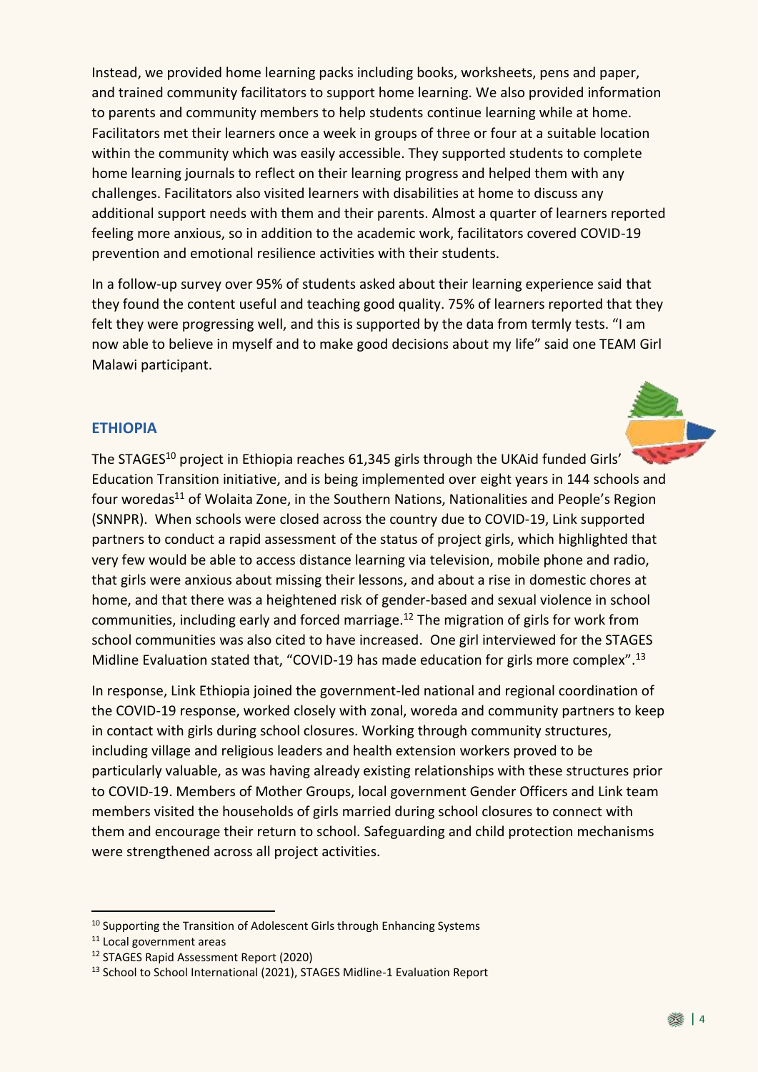Instead, we provided home learning packs including books, worksheets, pens and paper, and trained community facilitators to support home learning. We also provided information to parents and community members to help students continue learning while at home. Facilitators met their learners once a week in groups of three or four at a suitable location within the community which was easily accessible. They supported students to complete home learning journals to reflect on their learning progress and helped them with any challenges. Facilitators also visited learners with disabilities at home to discuss any additional support needs with them and their parents. Almost a quarter of learners reported feeling more anxious, so in addition to the academic work, facilitators covered COVID-19 prevention and emotional resilience activities with their students.

In a follow-up survey over 95% of students asked about their learning experience said that they found the content useful and teaching good quality. 75% of learners reported that they felt they were progressing well, and this is supported by the data from termly tests. "I am now able to believe in myself and to make good decisions about my life" said one TEAM Girl Malawi participant.

## ETHIOPIA

The STAGES[10] project in Ethiopia reaches 61,345 girls through the UKAid funded Girls' Education Transition initiative, and is being implemented over eight years in 144 schools and four woredas[11] of Wolaita Zone, in the Southern Nations, Nationalities and People's Region (SNNPR). When schools were closed across the country due to COVID-19, Link supported partners to conduct a rapid assessment of the status of project girls, which highlighted that very few would be able to access distance learning via television, mobile phone and radio, that girls were anxious about missing their lessons, and about a rise in domestic chores at home, and that there was a heightened risk of gender-based and sexual violence in school communities, including early and forced marriage.[12] The migration of girls for work from school communities was also cited to have increased. One girl interviewed for the STAGES Midline Evaluation stated that, "COVID-19 has made education for girls more complex".[13]

In response, Link Ethiopia joined the government-led national and regional coordination of the COVID-19 response, worked closely with zonal, woreda and community partners to keep in contact with girls during school closures. Working through community structures, including village and religious leaders and health extension workers proved to be particularly valuable, as was having already existing relationships with these structures prior to COVID-19. Members of Mother Groups, local government Gender Officers and Link team members visited the households of girls married during school closures to connect with them and encourage their return to school. Safeguarding and child protection mechanisms were strengthened across all project activities.

---

[10] Supporting the Transition of Adolescent Girls through Enhancing Systems

[11] Local government areas

[12] STAGES Rapid Assessment Report (2020)

[13] School to School International (2021), STAGES Midline-1 Evaluation Report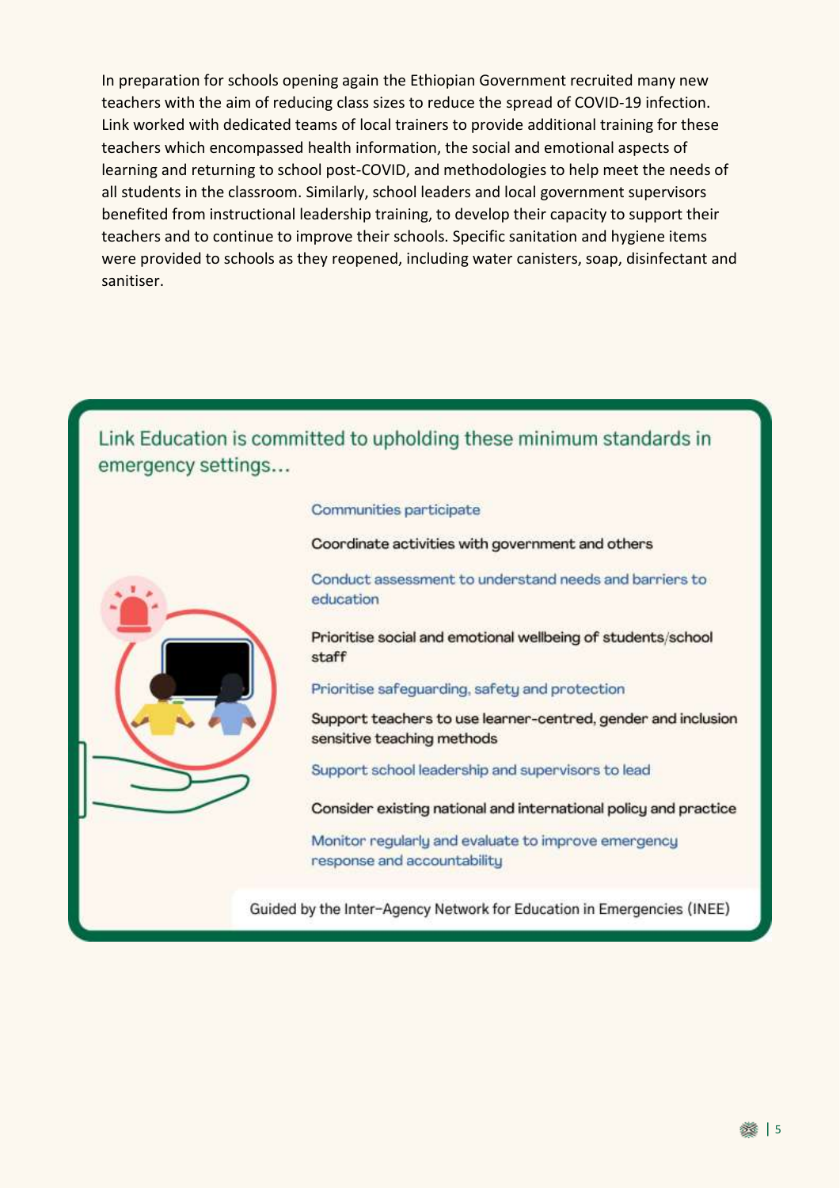In preparation for schools opening again the Ethiopian Government recruited many new teachers with the aim of reducing class sizes to reduce the spread of COVID-19 infection. Link worked with dedicated teams of local trainers to provide additional training for these teachers which encompassed health information, the social and emotional aspects of learning and returning to school post-COVID, and methodologies to help meet the needs of all students in the classroom. Similarly, school leaders and local government supervisors benefited from instructional leadership training, to develop their capacity to support their teachers and to continue to improve their schools. Specific sanitation and hygiene items were provided to schools as they reopened, including water canisters, soap, disinfectant and sanitiser.

## Link Education is committed to upholding these minimum standards in emergency settings…

- Communities participate
- Coordinate activities with government and others
- Conduct assessment to understand needs and barriers to education
- Prioritise social and emotional wellbeing of students/school staff
- Prioritise safeguarding, safety and protection
- Support teachers to use learner-centred, gender and inclusion sensitive teaching methods
- Support school leadership and supervisors to lead
- Consider existing national and international policy and practice
- Monitor regularly and evaluate to improve emergency response and accountability

Guided by the Inter-Agency Network for Education in Emergencies (INEE)